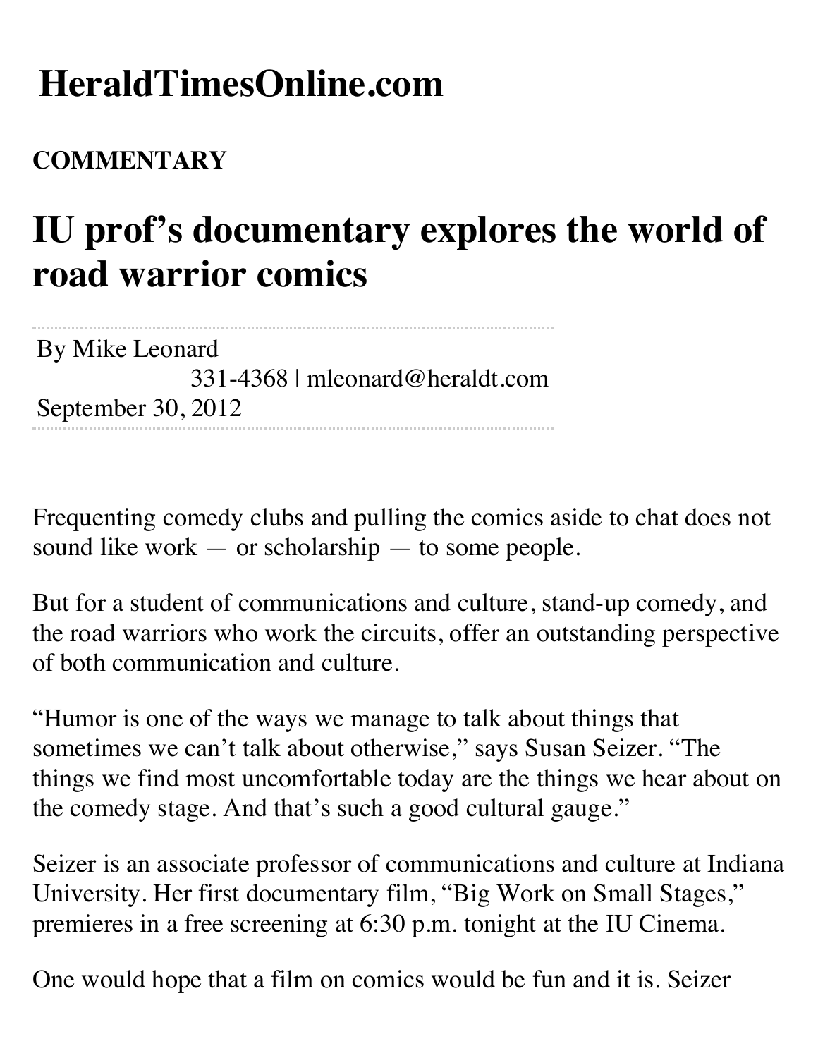# HeraldTimesOnline.com

**COMMENTARY**

## IU prof's documentary explores the world of road warrior comics

By Mike Leonard
331-4368 | mleonard@heraldt.com
September 30, 2012

Frequenting comedy clubs and pulling the comics aside to chat does not sound like work — or scholarship — to some people.

But for a student of communications and culture, stand-up comedy, and the road warriors who work the circuits, offer an outstanding perspective of both communication and culture.

"Humor is one of the ways we manage to talk about things that sometimes we can't talk about otherwise," says Susan Seizer. "The things we find most uncomfortable today are the things we hear about on the comedy stage. And that's such a good cultural gauge."

Seizer is an associate professor of communications and culture at Indiana University. Her first documentary film, "Big Work on Small Stages," premieres in a free screening at 6:30 p.m. tonight at the IU Cinema.

One would hope that a film on comics would be fun and it is. Seizer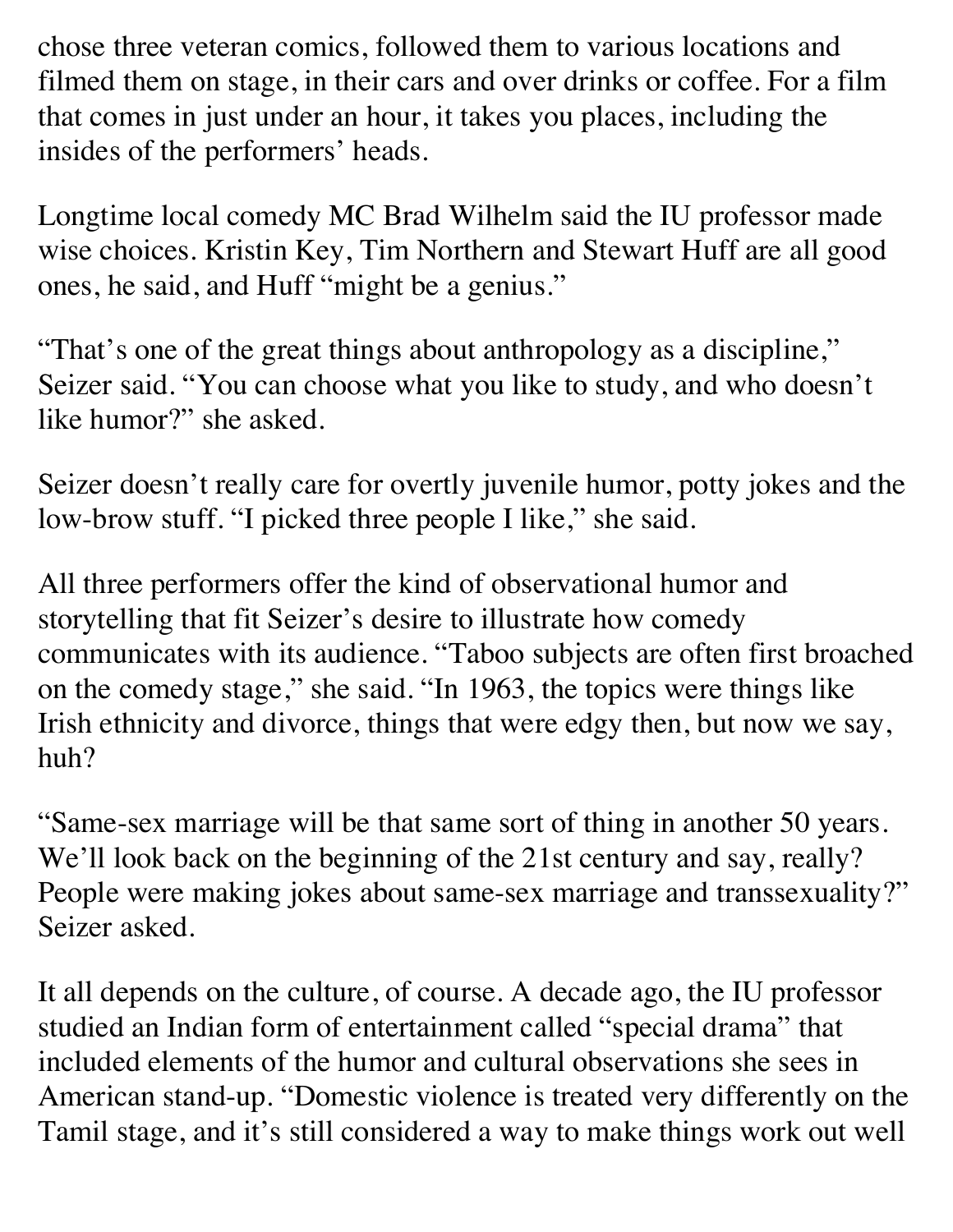chose three veteran comics, followed them to various locations and filmed them on stage, in their cars and over drinks or coffee. For a film that comes in just under an hour, it takes you places, including the insides of the performers' heads.

Longtime local comedy MC Brad Wilhelm said the IU professor made wise choices. Kristin Key, Tim Northern and Stewart Huff are all good ones, he said, and Huff "might be a genius."

"That's one of the great things about anthropology as a discipline," Seizer said. "You can choose what you like to study, and who doesn't like humor?" she asked.

Seizer doesn't really care for overtly juvenile humor, potty jokes and the low-brow stuff. "I picked three people I like," she said.

All three performers offer the kind of observational humor and storytelling that fit Seizer's desire to illustrate how comedy communicates with its audience. "Taboo subjects are often first broached on the comedy stage," she said. "In 1963, the topics were things like Irish ethnicity and divorce, things that were edgy then, but now we say, huh?

"Same-sex marriage will be that same sort of thing in another 50 years. We'll look back on the beginning of the 21st century and say, really? People were making jokes about same-sex marriage and transsexuality?" Seizer asked.

It all depends on the culture, of course. A decade ago, the IU professor studied an Indian form of entertainment called "special drama" that included elements of the humor and cultural observations she sees in American stand-up. "Domestic violence is treated very differently on the Tamil stage, and it's still considered a way to make things work out well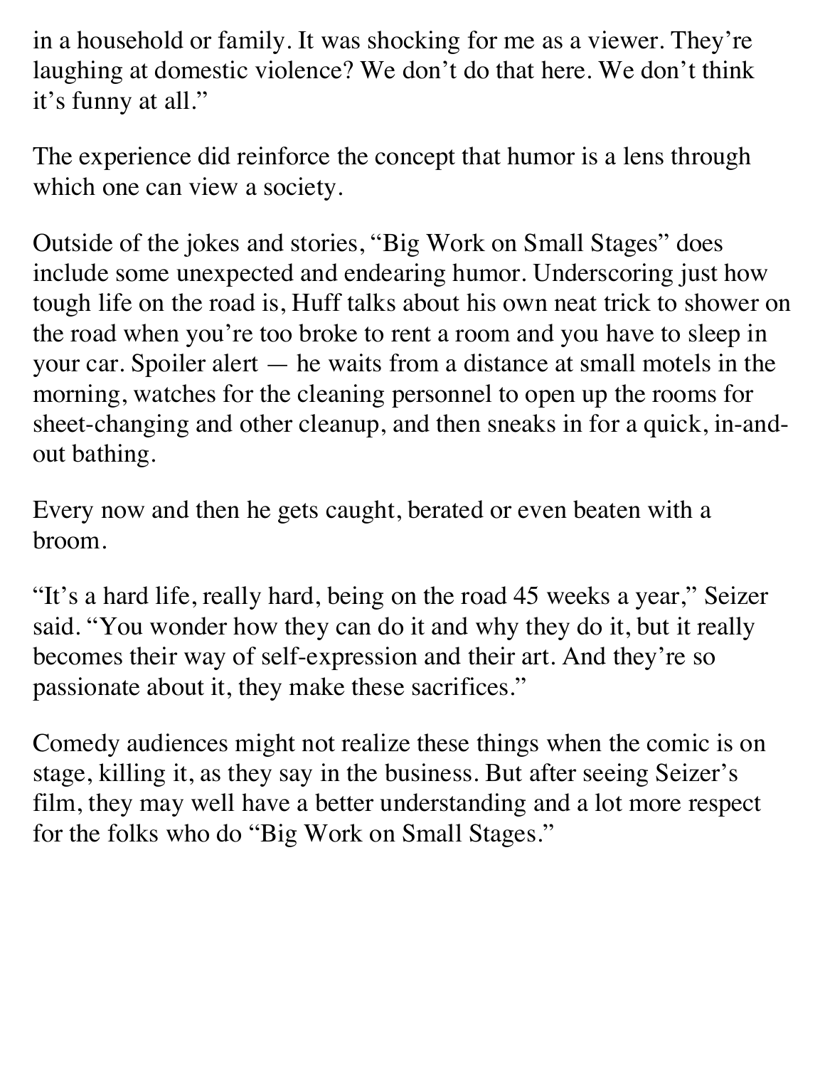in a household or family. It was shocking for me as a viewer. They're laughing at domestic violence? We don't do that here. We don't think it's funny at all."

The experience did reinforce the concept that humor is a lens through which one can view a society.

Outside of the jokes and stories, "Big Work on Small Stages" does include some unexpected and endearing humor. Underscoring just how tough life on the road is, Huff talks about his own neat trick to shower on the road when you're too broke to rent a room and you have to sleep in your car. Spoiler alert — he waits from a distance at small motels in the morning, watches for the cleaning personnel to open up the rooms for sheet-changing and other cleanup, and then sneaks in for a quick, in-and-out bathing.

Every now and then he gets caught, berated or even beaten with a broom.

"It's a hard life, really hard, being on the road 45 weeks a year," Seizer said. "You wonder how they can do it and why they do it, but it really becomes their way of self-expression and their art. And they're so passionate about it, they make these sacrifices."

Comedy audiences might not realize these things when the comic is on stage, killing it, as they say in the business. But after seeing Seizer's film, they may well have a better understanding and a lot more respect for the folks who do "Big Work on Small Stages."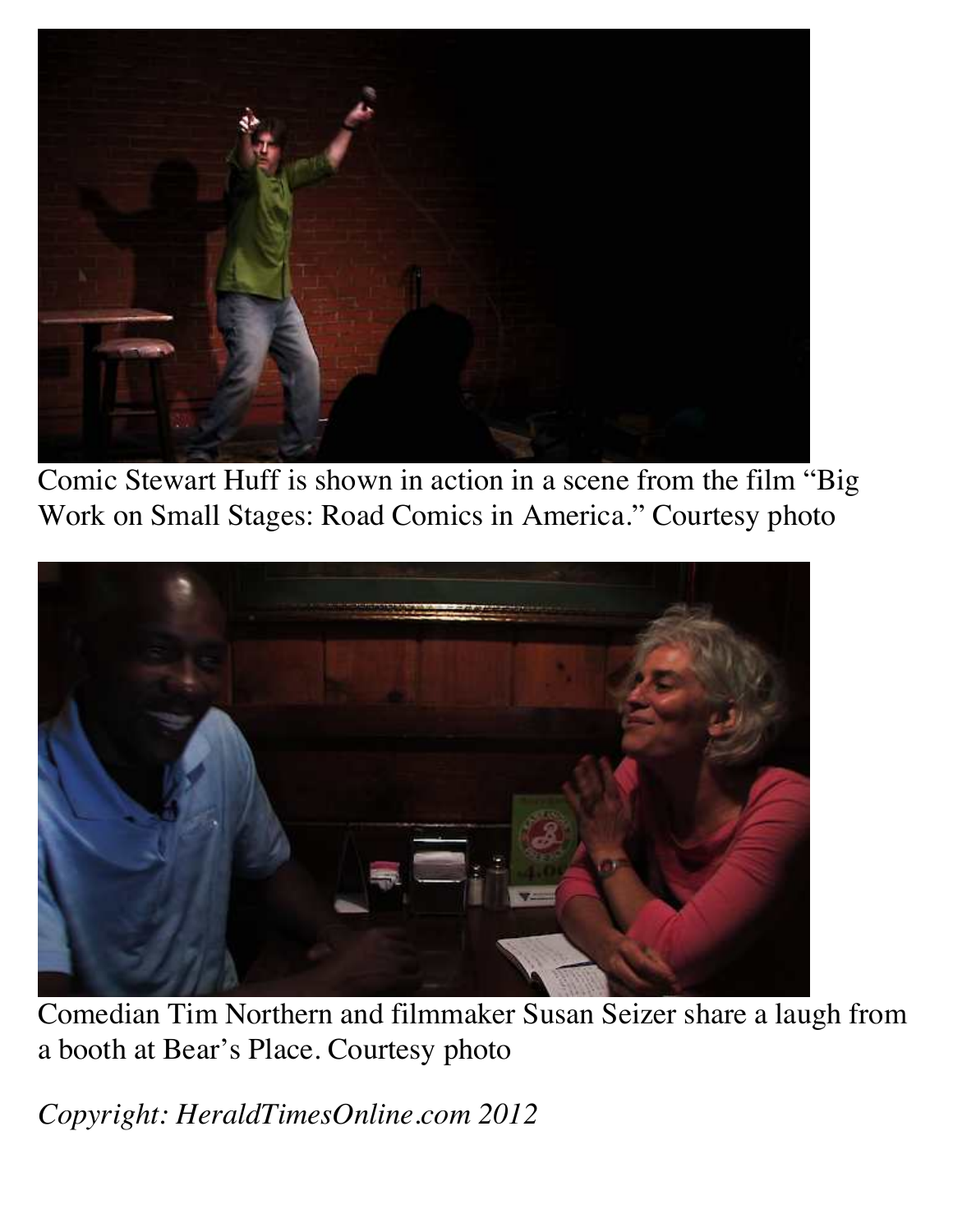Comic Stewart Huff is shown in action in a scene from the film "Big Work on Small Stages: Road Comics in America." Courtesy photo

Comedian Tim Northern and filmmaker Susan Seizer share a laugh from a booth at Bear's Place. Courtesy photo

*Copyright: HeraldTimesOnline.com 2012*